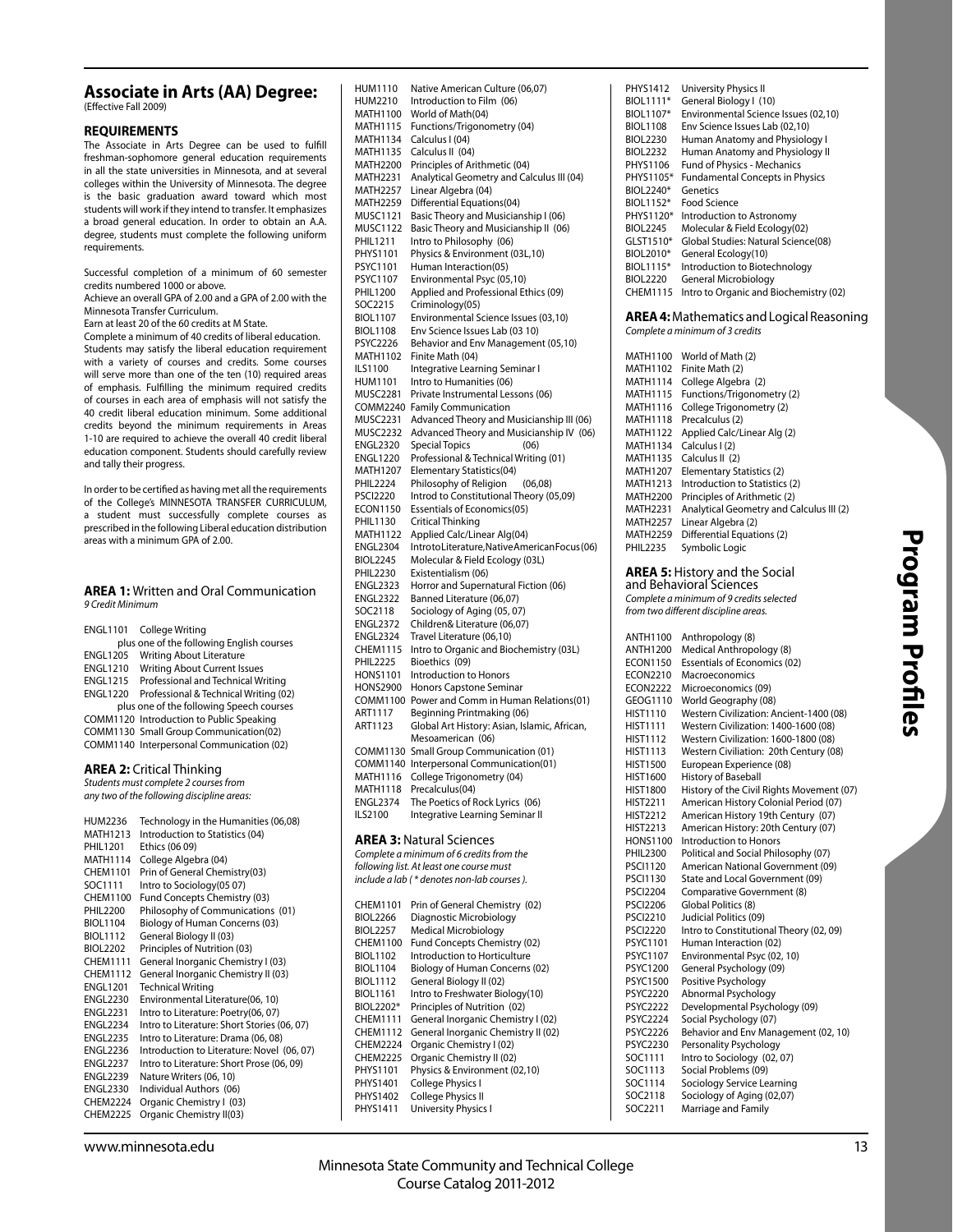## Associate in Arts (AA) Degree:

(Effective Fall 2009)

### REQUIREMENTS

The Associate in Arts Degree can be used to fulfill freshman-sophomore general education requirements in all the state universities in Minnesota, and at several colleges within the University of Minnesota. The degree is the basic graduation award toward which most students will work if they intend to transfer. It emphasizes a broad general education. In order to obtain an A.A. degree, students must complete the following uniform requirements.

Successful completion of a minimum of 60 semester credits numbered 1000 or above.

Achieve an overall GPA of 2.00 and a GPA of 2.00 with the Minnesota Transfer Curriculum.

Earn at least 20 of the 60 credits at M State.

Complete a minimum of 40 credits of liberal education.

Students may satisfy the liberal education requirement with a variety of courses and credits. Some courses will serve more than one of the ten (10) required areas of emphasis. Fulfilling the minimum required credits of courses in each area of emphasis will not satisfy the 40 credit liberal education minimum. Some additional credits beyond the minimum requirements in Areas 1-10 are required to achieve the overall 40 credit liberal education component. Students should carefully review and tally their progress.

In order to be certified as having met all the requirements of the College's MINNESOTA TRANSFER CURRICULUM, a student must successfully complete courses as prescribed in the following Liberal education distribution areas with a minimum GPA of 2.00.

### AREA 1: Written and Oral Communication

*9 Credit Minimum*

ENGL1101 College Writing
plus one of the following English courses
ENGL1205 Writing About Literature
ENGL1210 Writing About Current Issues
ENGL1215 Professional and Technical Writing
ENGL1220 Professional & Technical Writing (02)
plus one of the following Speech courses
COMM1120 Introduction to Public Speaking
COMM1130 Small Group Communication(02)
COMM1140 Interpersonal Communication (02)

### AREA 2: Critical Thinking

*Students must complete 2 courses from any two of the following discipline areas:*

HUM2236 Technology in the Humanities (06,08)
MATH1213 Introduction to Statistics (04)
PHIL1201 Ethics (06 09)
MATH1114 College Algebra (04)
CHEM1101 Prin of General Chemistry(03)
SOC1111 Intro to Sociology(05 07)
CHEM1100 Fund Concepts Chemistry (03)
PHIL2200 Philosophy of Communications (01)
BIOL1104 Biology of Human Concerns (03)
BIOL1112 General Biology II (03)
BIOL2202 Principles of Nutrition (03)
CHEM1111 General Inorganic Chemistry I (03)
CHEM1112 General Inorganic Chemistry II (03)
ENGL1201 Technical Writing
ENGL2230 Environmental Literature(06, 10)
ENGL2231 Intro to Literature: Poetry(06, 07)
ENGL2234 Intro to Literature: Short Stories (06, 07)
ENGL2235 Intro to Literature: Drama (06, 08)
ENGL2236 Introduction to Literature: Novel (06, 07)
ENGL2237 Intro to Literature: Short Prose (06, 09)
ENGL2239 Nature Writers (06, 10)
ENGL2330 Individual Authors (06)
CHEM2224 Organic Chemistry I (03)
CHEM2225 Organic Chemistry II(03)
HUM1110 Native American Culture (06,07)
HUM2210 Introduction to Film (06)
MATH1100 World of Math(04)
MATH1115 Functions/Trigonometry (04)
MATH1134 Calculus I (04)
MATH1135 Calculus II (04)
MATH2200 Principles of Arithmetic (04)
MATH2231 Analytical Geometry and Calculus III (04)
MATH2257 Linear Algebra (04)
MATH2259 Differential Equations(04)
MUSC1121 Basic Theory and Musicianship I (06)
MUSC1122 Basic Theory and Musicianship II (06)
PHIL1211 Intro to Philosophy (06)
PHYS1101 Physics & Environment (03L,10)
PSYC1101 Human Interaction(05)
PSYC1107 Environmental Psyc (05,10)
PHIL1200 Applied and Professional Ethics (09)
SOC2215 Criminology(05)
BIOL1107 Environmental Science Issues (03,10)
BIOL1108 Env Science Issues Lab (03 10)
PSYC2226 Behavior and Env Management (05,10)
MATH1102 Finite Math (04)
ILS1100 Integrative Learning Seminar I
HUM1101 Intro to Humanities (06)
MUSC2281 Private Instrumental Lessons (06)
COMM2240 Family Communication
MUSC2231 Advanced Theory and Musicianship III (06)
MUSC2232 Advanced Theory and Musicianship IV (06)
ENGL2320 Special Topics (06)
ENGL1220 Professional & Technical Writing (01)
MATH1207 Elementary Statistics(04)
PHIL2224 Philosophy of Religion (06,08)
PSCI2220 Introd to Constitutional Theory (05,09)
ECON1150 Essentials of Economics(05)
PHIL1130 Critical Thinking
MATH1122 Applied Calc/Linear Alg(04)
ENGL2304 IntrotoLiterature,NativeAmericanFocus(06)
BIOL2245 Molecular & Field Ecology (03L)
PHIL2230 Existentialism (06)
ENGL2323 Horror and Supernatural Fiction (06)
ENGL2322 Banned Literature (06,07)
SOC2118 Sociology of Aging (05, 07)
ENGL2372 Children& Literature (06,07)
ENGL2324 Travel Literature (06,10)
CHEM1115 Intro to Organic and Biochemistry (03L)
PHIL2225 Bioethics (09)
HONS1101 Introduction to Honors
HONS2900 Honors Capstone Seminar
COMM1100 Power and Comm in Human Relations(01)
ART1117 Beginning Printmaking (06)
ART1123 Global Art History: Asian, Islamic, African, Mesoamerican (06)
COMM1130 Small Group Communication (01)
COMM1140 Interpersonal Communication(01)
MATH1116 College Trigonometry (04)
MATH1118 Precalculus(04)
ENGL2374 The Poetics of Rock Lyrics (06)
ILS2100 Integrative Learning Seminar II

### AREA 3: Natural Sciences

*Complete a minimum of 6 credits from the following list. At least one course must include a lab ( \* denotes non-lab courses ).*

CHEM1101 Prin of General Chemistry (02)
BIOL2266 Diagnostic Microbiology
BIOL2257 Medical Microbiology
CHEM1100 Fund Concepts Chemistry (02)
BIOL1102 Introduction to Horticulture
BIOL1104 Biology of Human Concerns (02)
BIOL1112 General Biology II (02)
BIOL1161 Intro to Freshwater Biology(10)
BIOL2202* Principles of Nutrition (02)
CHEM1111 General Inorganic Chemistry I (02)
CHEM1112 General Inorganic Chemistry II (02)
CHEM2224 Organic Chemistry I (02)
CHEM2225 Organic Chemistry II (02)
PHYS1101 Physics & Environment (02,10)
PHYS1401 College Physics I
PHYS1402 College Physics II
PHYS1411 University Physics I
PHYS1412 University Physics II
BIOL1111* General Biology I (10)
BIOL1107* Environmental Science Issues (02,10)
BIOL1108 Env Science Issues Lab (02,10)
BIOL2230 Human Anatomy and Physiology I
BIOL2232 Human Anatomy and Physiology II
PHYS1106 Fund of Physics - Mechanics
PHYS1105* Fundamental Concepts in Physics
BIOL2240* Genetics
BIOL1152* Food Science
PHYS1120* Introduction to Astronomy
BIOL2245 Molecular & Field Ecology(02)
GLST1510* Global Studies: Natural Science(08)
BIOL2010* General Ecology(10)
BIOL1115* Introduction to Biotechnology
BIOL2220 General Microbiology
CHEM1115 Intro to Organic and Biochemistry (02)

### AREA 4: Mathematics and Logical Reasoning

*Complete a minimum of 3 credits*

MATH1100 World of Math (2)
MATH1102 Finite Math (2)
MATH1114 College Algebra (2)
MATH1115 Functions/Trigonometry (2)
MATH1116 College Trigonometry (2)
MATH1118 Precalculus (2)
MATH1122 Applied Calc/Linear Alg (2)
MATH1134 Calculus I (2)
MATH1135 Calculus II (2)
MATH1207 Elementary Statistics (2)
MATH1213 Introduction to Statistics (2)
MATH2200 Principles of Arithmetic (2)
MATH2231 Analytical Geometry and Calculus III (2)
MATH2257 Linear Algebra (2)
MATH2259 Differential Equations (2)
PHIL2235 Symbolic Logic

### AREA 5: History and the Social and Behavioral Sciences

*Complete a minimum of 9 credits selected from two different discipline areas.*

ANTH1100 Anthropology (8)
ANTH1200 Medical Anthropology (8)
ECON1150 Essentials of Economics (02)
ECON2210 Macroeconomics
ECON2222 Microeconomics (09)
GEOG1110 World Geography (08)
HIST1110 Western Civilization: Ancient-1400 (08)
HIST1111 Western Civilization: 1400-1600 (08)
HIST1112 Western Civilization: 1600-1800 (08)
HIST1113 Western Civiliation: 20th Century (08)
HIST1500 European Experience (08)
HIST1600 History of Baseball
HIST1800 History of the Civil Rights Movement (07)
HIST2211 American History Colonial Period (07)
HIST2212 American History 19th Century (07)
HIST2213 American History: 20th Century (07)
HONS1100 Introduction to Honors
PHIL2300 Political and Social Philosophy (07)
PSCI1120 American National Government (09)
PSCI1130 State and Local Government (09)
PSCI2204 Comparative Government (8)
PSCI2206 Global Politics (8)
PSCI2210 Judicial Politics (09)
PSCI2220 Intro to Constitutional Theory (02, 09)
PSYC1101 Human Interaction (02)
PSYC1107 Environmental Psyc (02, 10)
PSYC1200 General Psychology (09)
PSYC1500 Positive Psychology
PSYC2220 Abnormal Psychology
PSYC2222 Developmental Psychology (09)
PSYC2224 Social Psychology (07)
PSYC2226 Behavior and Env Management (02, 10)
PSYC2230 Personality Psychology
SOC1111 Intro to Sociology (02, 07)
SOC1113 Social Problems (09)
SOC1114 Sociology Service Learning
SOC2118 Sociology of Aging (02,07)
SOC2211 Marriage and Family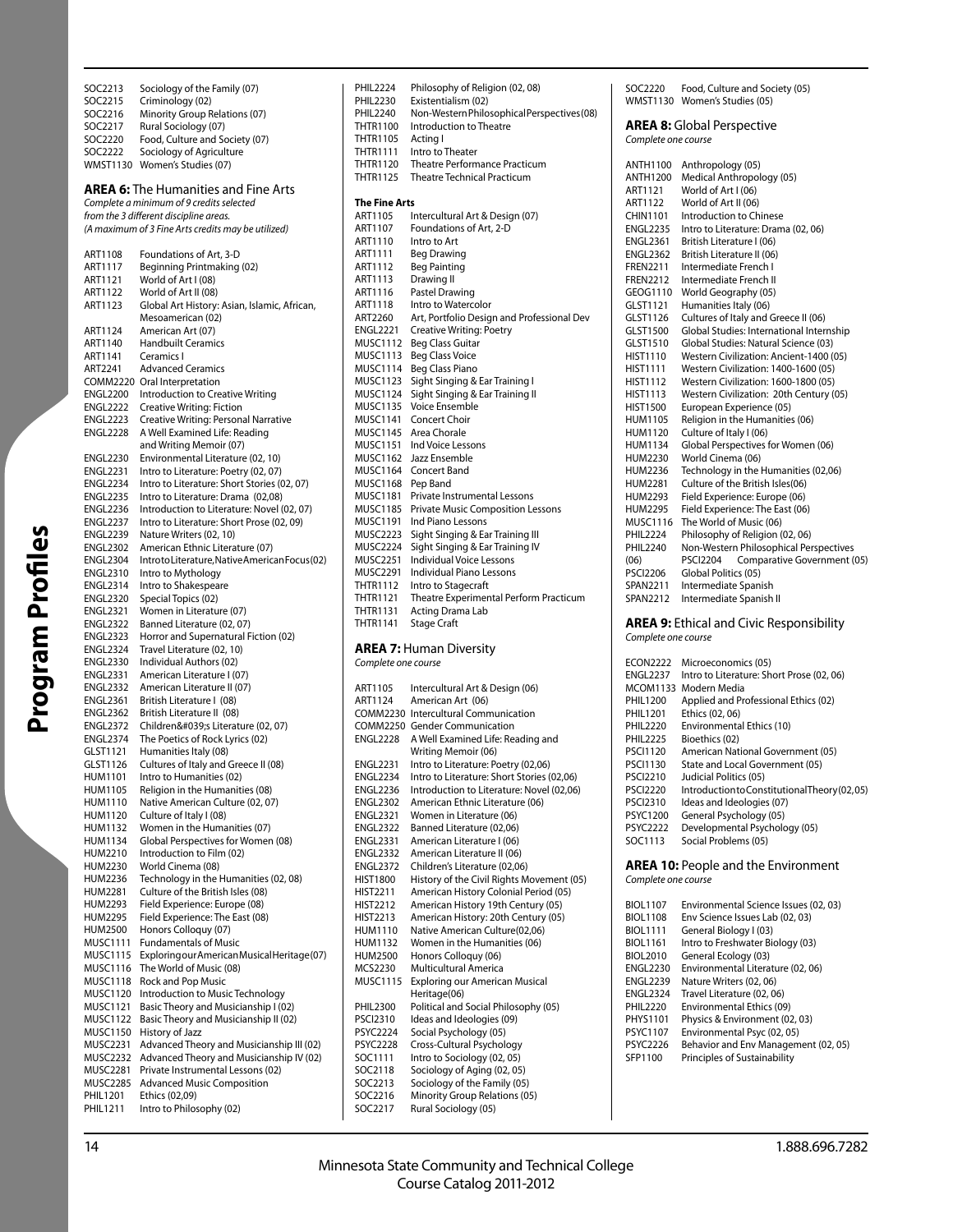SOC2213 Sociology of the Family (07)
SOC2215 Criminology (02)
SOC2216 Minority Group Relations (07)
SOC2217 Rural Sociology (07)
SOC2220 Food, Culture and Society (07)
SOC2222 Sociology of Agriculture
WMST1130 Women's Studies (07)

**AREA 6:** The Humanities and Fine Arts

*Complete a minimum of 9 credits selected from the 3 different discipline areas. (A maximum of 3 Fine Arts credits may be utilized)*

ART1108 Foundations of Art, 3-D
ART1117 Beginning Printmaking (02)
ART1121 World of Art I (08)
ART1122 World of Art II (08)
ART1123 Global Art History: Asian, Islamic, African, Mesoamerican (02)
ART1124 American Art (07)
ART1140 Handbuilt Ceramics
ART1141 Ceramics I
ART2241 Advanced Ceramics
COMM2220 Oral Interpretation
ENGL2200 Introduction to Creative Writing
ENGL2222 Creative Writing: Fiction
ENGL2223 Creative Writing: Personal Narrative
ENGL2228 A Well Examined Life: Reading and Writing Memoir (07)
ENGL2230 Environmental Literature (02, 10)
ENGL2231 Intro to Literature: Poetry (02, 07)
ENGL2234 Intro to Literature: Short Stories (02, 07)
ENGL2235 Intro to Literature: Drama (02,08)
ENGL2236 Introduction to Literature: Novel (02, 07)
ENGL2237 Intro to Literature: Short Prose (02, 09)
ENGL2239 Nature Writers (02, 10)
ENGL2302 American Ethnic Literature (07)
ENGL2304 Intro to Literature, Native American Focus (02)
ENGL2310 Intro to Mythology
ENGL2314 Intro to Shakespeare
ENGL2320 Special Topics (02)
ENGL2321 Women in Literature (07)
ENGL2322 Banned Literature (02, 07)
ENGL2323 Horror and Supernatural Fiction (02)
ENGL2324 Travel Literature (02, 10)
ENGL2330 Individual Authors (02)
ENGL2331 American Literature I (07)
ENGL2332 American Literature II (07)
ENGL2361 British Literature I (08)
ENGL2362 British Literature II (08)
ENGL2372 Children&#039;s Literature (02, 07)
ENGL2374 The Poetics of Rock Lyrics (02)
GLST1121 Humanities Italy (08)
GLST1126 Cultures of Italy and Greece II (08)
HUM1101 Intro to Humanities (02)
HUM1105 Religion in the Humanities (08)
HUM1110 Native American Culture (02, 07)
HUM1120 Culture of Italy I (08)
HUM1132 Women in the Humanities (07)
HUM1134 Global Perspectives for Women (08)
HUM2210 Introduction to Film (02)
HUM2230 World Cinema (08)
HUM2236 Technology in the Humanities (02, 08)
HUM2281 Culture of the British Isles (08)
HUM2293 Field Experience: Europe (08)
HUM2295 Field Experience: The East (08)
HUM2500 Honors Colloquy (07)
MUSC1111 Fundamentals of Music
MUSC1115 Exploring our American Musical Heritage (07)
MUSC1116 The World of Music (08)
MUSC1118 Rock and Pop Music
MUSC1120 Introduction to Music Technology
MUSC1121 Basic Theory and Musicianship I (02)
MUSC1122 Basic Theory and Musicianship II (02)
MUSC1150 History of Jazz
MUSC2231 Advanced Theory and Musicianship III (02)
MUSC2232 Advanced Theory and Musicianship IV (02)
MUSC2281 Private Instrumental Lessons (02)
MUSC2285 Advanced Music Composition
PHIL1201 Ethics (02,09)
PHIL1211 Intro to Philosophy (02)
PHIL2224 Philosophy of Religion (02, 08)
PHIL2230 Existentialism (02)
PHIL2240 Non-Western Philosophical Perspectives (08)
THTR1100 Introduction to Theatre
THTR1105 Acting I
THTR1111 Intro to Theater
THTR1120 Theatre Performance Practicum
THTR1125 Theatre Technical Practicum

**The Fine Arts**

ART1105 Intercultural Art & Design (07)
ART1107 Foundations of Art, 2-D
ART1110 Intro to Art
ART1111 Beg Drawing
ART1112 Beg Painting
ART1113 Drawing II
ART1116 Pastel Drawing
ART1118 Intro to Watercolor
ART2260 Art, Portfolio Design and Professional Dev
ENGL2221 Creative Writing: Poetry
MUSC1112 Beg Class Guitar
MUSC1113 Beg Class Voice
MUSC1114 Beg Class Piano
MUSC1123 Sight Singing & Ear Training I
MUSC1124 Sight Singing & Ear Training II
MUSC1135 Voice Ensemble
MUSC1141 Concert Choir
MUSC1145 Area Chorale
MUSC1151 Ind Voice Lessons
MUSC1162 Jazz Ensemble
MUSC1164 Concert Band
MUSC1168 Pep Band
MUSC1181 Private Instrumental Lessons
MUSC1185 Private Music Composition Lessons
MUSC1191 Ind Piano Lessons
MUSC2223 Sight Singing & Ear Training III
MUSC2224 Sight Singing & Ear Training IV
MUSC2251 Individual Voice Lessons
MUSC2291 Individual Piano Lessons
THTR1112 Intro to Stagecraft
THTR1121 Theatre Experimental Perform Practicum
THTR1131 Acting Drama Lab
THTR1141 Stage Craft

**AREA 7:** Human Diversity

*Complete one course*

ART1105 Intercultural Art & Design (06)
ART1124 American Art (06)
COMM2230 Intercultural Communication
COMM2250 Gender Communication
ENGL2228 A Well Examined Life: Reading and Writing Memoir (06)
ENGL2231 Intro to Literature: Poetry (02,06)
ENGL2234 Intro to Literature: Short Stories (02,06)
ENGL2236 Introduction to Literature: Novel (02,06)
ENGL2302 American Ethnic Literature (06)
ENGL2321 Women in Literature (06)
ENGL2322 Banned Literature (02,06)
ENGL2331 American Literature I (06)
ENGL2332 American Literature II (06)
ENGL2372 Children's Literature (02,06)
HIST1800 History of the Civil Rights Movement (05)
HIST2211 American History Colonial Period (05)
HIST2212 American History 19th Century (05)
HIST2213 American History: 20th Century (05)
HUM1110 Native American Culture(02,06)
HUM1132 Women in the Humanities (06)
HUM2500 Honors Colloquy (06)
MCS2230 Multicultural America
MUSC1115 Exploring our American Musical Heritage(06)
PHIL2300 Political and Social Philosophy (05)
PSCI2310 Ideas and Ideologies (09)
PSYC2224 Social Psychology (05)
PSYC2228 Cross-Cultural Psychology
SOC1111 Intro to Sociology (02, 05)
SOC2118 Sociology of Aging (02, 05)
SOC2213 Sociology of the Family (05)
SOC2216 Minority Group Relations (05)
SOC2217 Rural Sociology (05)
SOC2220 Food, Culture and Society (05)
WMST1130 Women's Studies (05)

**AREA 8:** Global Perspective

*Complete one course*

ANTH1100 Anthropology (05)
ANTH1200 Medical Anthropology (05)
ART1121 World of Art I (06)
ART1122 World of Art II (06)
CHIN1101 Introduction to Chinese
ENGL2235 Intro to Literature: Drama (02, 06)
ENGL2361 British Literature I (06)
ENGL2362 British Literature II (06)
FREN2211 Intermediate French I
FREN2212 Intermediate French II
GEOG1110 World Geography (05)
GLST1121 Humanities Italy (06)
GLST1126 Cultures of Italy and Greece II (06)
GLST1500 Global Studies: International Internship
GLST1510 Global Studies: Natural Science (03)
HIST1110 Western Civilization: Ancient-1400 (05)
HIST1111 Western Civilization: 1400-1600 (05)
HIST1112 Western Civilization: 1600-1800 (05)
HIST1113 Western Civilization: 20th Century (05)
HIST1500 European Experience (05)
HUM1105 Religion in the Humanities (06)
HUM1120 Culture of Italy I (06)
HUM1134 Global Perspectives for Women (06)
HUM2230 World Cinema (06)
HUM2236 Technology in the Humanities (02,06)
HUM2281 Culture of the British Isles(06)
HUM2293 Field Experience: Europe (06)
HUM2295 Field Experience: The East (06)
MUSC1116 The World of Music (06)
PHIL2224 Philosophy of Religion (02, 06)
PHIL2240 Non-Western Philosophical Perspectives (06)
PSCI2204 Comparative Government (05)
PSCI2206 Global Politics (05)
SPAN2211 Intermediate Spanish
SPAN2212 Intermediate Spanish II

**AREA 9:** Ethical and Civic Responsibility

*Complete one course*

ECON2222 Microeconomics (05)
ENGL2237 Intro to Literature: Short Prose (02, 06)
MCOM1133 Modern Media
PHIL1200 Applied and Professional Ethics (02)
PHIL1201 Ethics (02, 06)
PHIL2220 Environmental Ethics (10)
PHIL2225 Bioethics (02)
PSCI1120 American National Government (05)
PSCI1130 State and Local Government (05)
PSCI2210 Judicial Politics (05)
PSCI2220 Introduction to Constitutional Theory (02, 05)
PSCI2310 Ideas and Ideologies (07)
PSYC1200 General Psychology (05)
PSYC2222 Developmental Psychology (05)
SOC1113 Social Problems (05)

**AREA 10:** People and the Environment

*Complete one course*

BIOL1107 Environmental Science Issues (02, 03)
BIOL1108 Env Science Issues Lab (02, 03)
BIOL1111 General Biology I (03)
BIOL1161 Intro to Freshwater Biology (03)
BIOL2010 General Ecology (03)
ENGL2230 Environmental Literature (02, 06)
ENGL2239 Nature Writers (02, 06)
ENGL2324 Travel Literature (02, 06)
PHIL2220 Environmental Ethics (09)
PHYS1101 Physics & Environment (02, 03)
PSYC1107 Environmental Psyc (02, 05)
PSYC2226 Behavior and Env Management (02, 05)
SFP1100 Principles of Sustainability